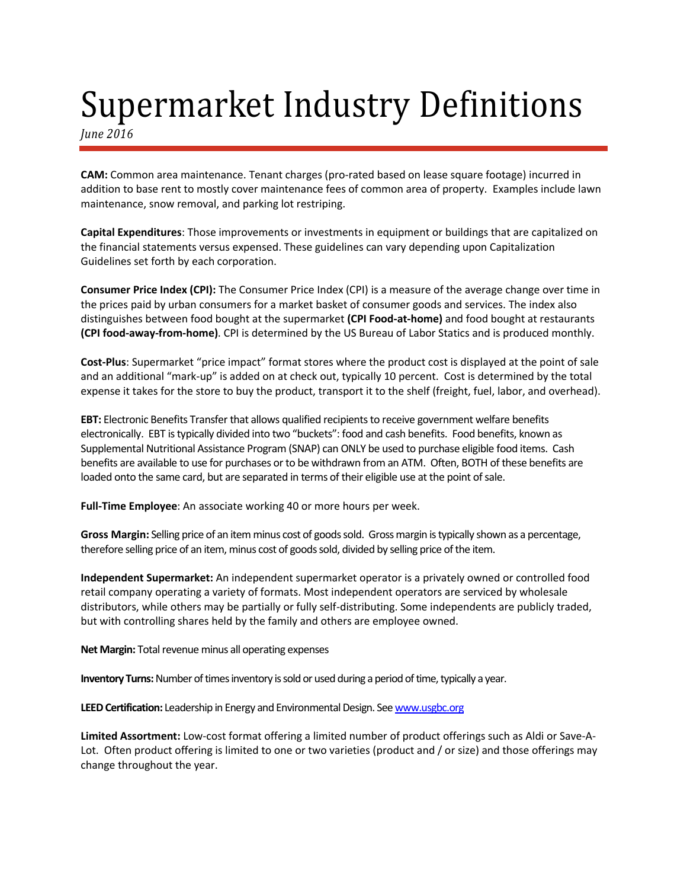# Supermarket Industry Definitions

*June 2016*

**CAM:** Common area maintenance. Tenant charges (pro-rated based on lease square footage) incurred in addition to base rent to mostly cover maintenance fees of common area of property. Examples include lawn maintenance, snow removal, and parking lot restriping.

**Capital Expenditures**: Those improvements or investments in equipment or buildings that are capitalized on the financial statements versus expensed. These guidelines can vary depending upon Capitalization Guidelines set forth by each corporation.

**Consumer Price Index (CPI):** The Consumer Price Index (CPI) is a measure of the average change over time in the prices paid by urban consumers for a market basket of consumer goods and services. The index also distinguishes between food bought at the supermarket **(CPI Food-at-home)** and food bought at restaurants **(CPI food-away-from-home)**. CPI is determined by the US Bureau of Labor Statics and is produced monthly.

**Cost-Plus**: Supermarket "price impact" format stores where the product cost is displayed at the point of sale and an additional "mark-up" is added on at check out, typically 10 percent. Cost is determined by the total expense it takes for the store to buy the product, transport it to the shelf (freight, fuel, labor, and overhead).

**EBT:** Electronic Benefits Transfer that allows qualified recipients to receive government welfare benefits electronically. EBT is typically divided into two "buckets": food and cash benefits. Food benefits, known as Supplemental Nutritional Assistance Program (SNAP) can ONLY be used to purchase eligible food items. Cash benefits are available to use for purchases or to be withdrawn from an ATM. Often, BOTH of these benefits are loaded onto the same card, but are separated in terms of their eligible use at the point of sale.

**Full-Time Employee**: An associate working 40 or more hours per week.

**Gross Margin:** Selling price of an item minus cost of goods sold. Gross margin is typically shown as a percentage, therefore selling price of an item, minus cost of goods sold, divided by selling price of the item.

**Independent Supermarket:** An independent supermarket operator is a privately owned or controlled food retail company operating a variety of formats. Most independent operators are serviced by wholesale distributors, while others may be partially or fully self-distributing. Some independents are publicly traded, but with controlling shares held by the family and others are employee owned.

**Net Margin:** Total revenue minus all operating expenses

**Inventory Turns:** Number of times inventory is sold or used during a period of time, typically a year.

**LEED Certification:** Leadership in Energy and Environmental Design. See [www.usgbc.org](http://www.usgbc.org)

**Limited Assortment:** Low-cost format offering a limited number of product offerings such as Aldi or Save-A-Lot. Often product offering is limited to one or two varieties (product and / or size) and those offerings may change throughout the year.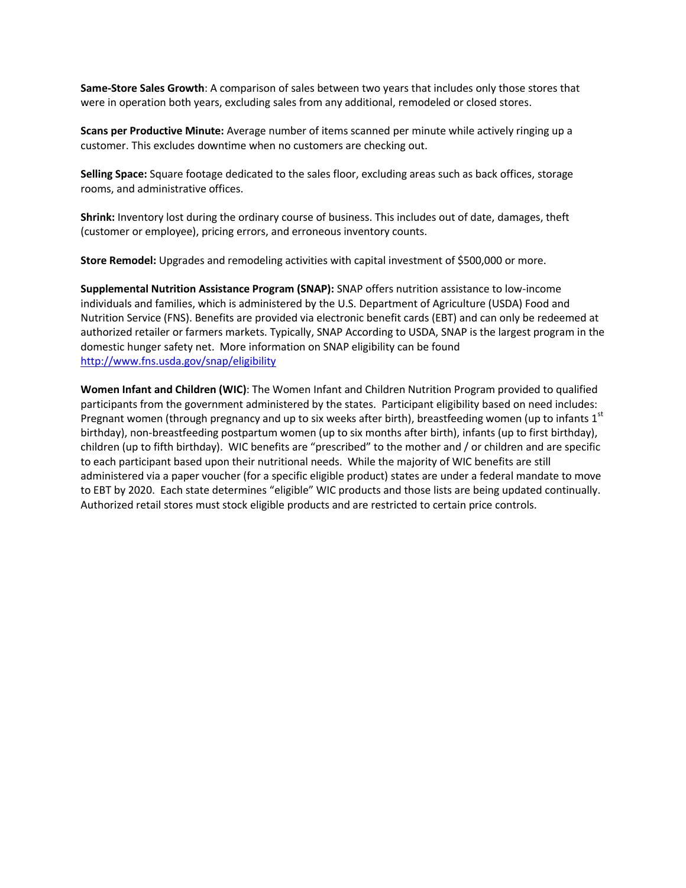**Same-Store Sales Growth**: A comparison of sales between two years that includes only those stores that were in operation both years, excluding sales from any additional, remodeled or closed stores.

**Scans per Productive Minute:** Average number of items scanned per minute while actively ringing up a customer. This excludes downtime when no customers are checking out.

**Selling Space:** Square footage dedicated to the sales floor, excluding areas such as back offices, storage rooms, and administrative offices.

**Shrink:** Inventory lost during the ordinary course of business. This includes out of date, damages, theft (customer or employee), pricing errors, and erroneous inventory counts.

**Store Remodel:** Upgrades and remodeling activities with capital investment of $500,000 or more.

**Supplemental Nutrition Assistance Program (SNAP):** SNAP offers nutrition assistance to low-income individuals and families, which is administered by the U.S. Department of Agriculture (USDA) Food and Nutrition Service (FNS). Benefits are provided via electronic benefit cards (EBT) and can only be redeemed at authorized retailer or farmers markets. Typically, SNAP According to USDA, SNAP is the largest program in the domestic hunger safety net. More information on SNAP eligibility can be found [http://www.fns.usda.gov/snap/eligibility](http://www.fns.usda.gov/snap/eligibility)

**Women Infant and Children (WIC)**: The Women Infant and Children Nutrition Program provided to qualified participants from the government administered by the states. Participant eligibility based on need includes: Pregnant women (through pregnancy and up to six weeks after birth), breastfeeding women (up to infants 1st birthday), non-breastfeeding postpartum women (up to six months after birth), infants (up to first birthday), children (up to fifth birthday). WIC benefits are "prescribed" to the mother and / or children and are specific to each participant based upon their nutritional needs. While the majority of WIC benefits are still administered via a paper voucher (for a specific eligible product) states are under a federal mandate to move to EBT by 2020. Each state determines "eligible" WIC products and those lists are being updated continually. Authorized retail stores must stock eligible products and are restricted to certain price controls.